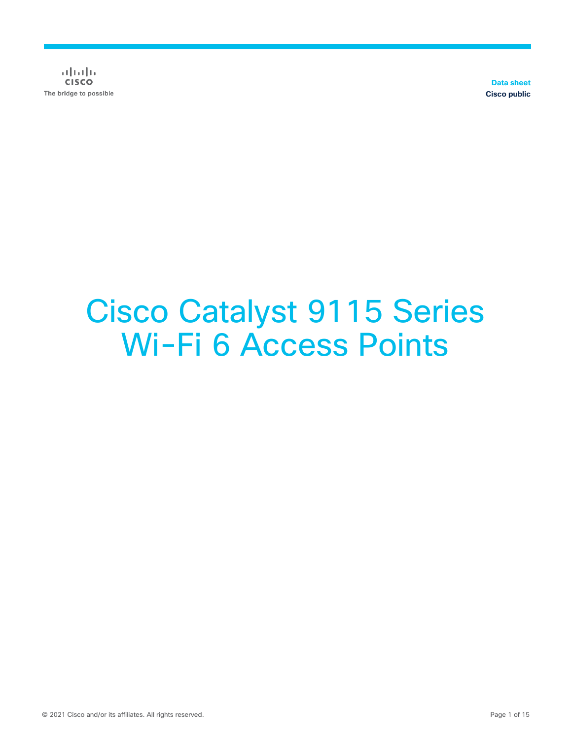Data sheet
Cisco public

# Cisco Catalyst 9115 Series Wi-Fi 6 Access Points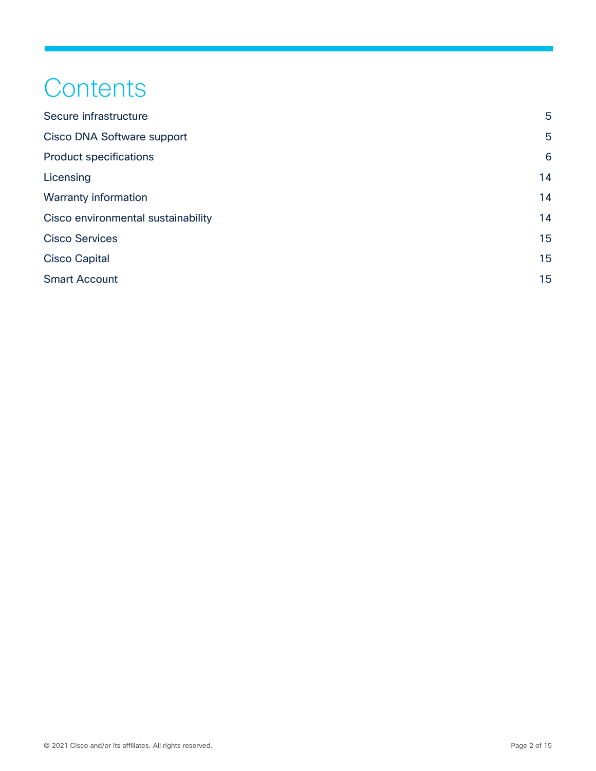# Contents

| | |
|---|---|
| Secure infrastructure | 5 |
| Cisco DNA Software support | 5 |
| Product specifications | 6 |
| Licensing | 14 |
| Warranty information | 14 |
| Cisco environmental sustainability | 14 |
| Cisco Services | 15 |
| Cisco Capital | 15 |
| Smart Account | 15 |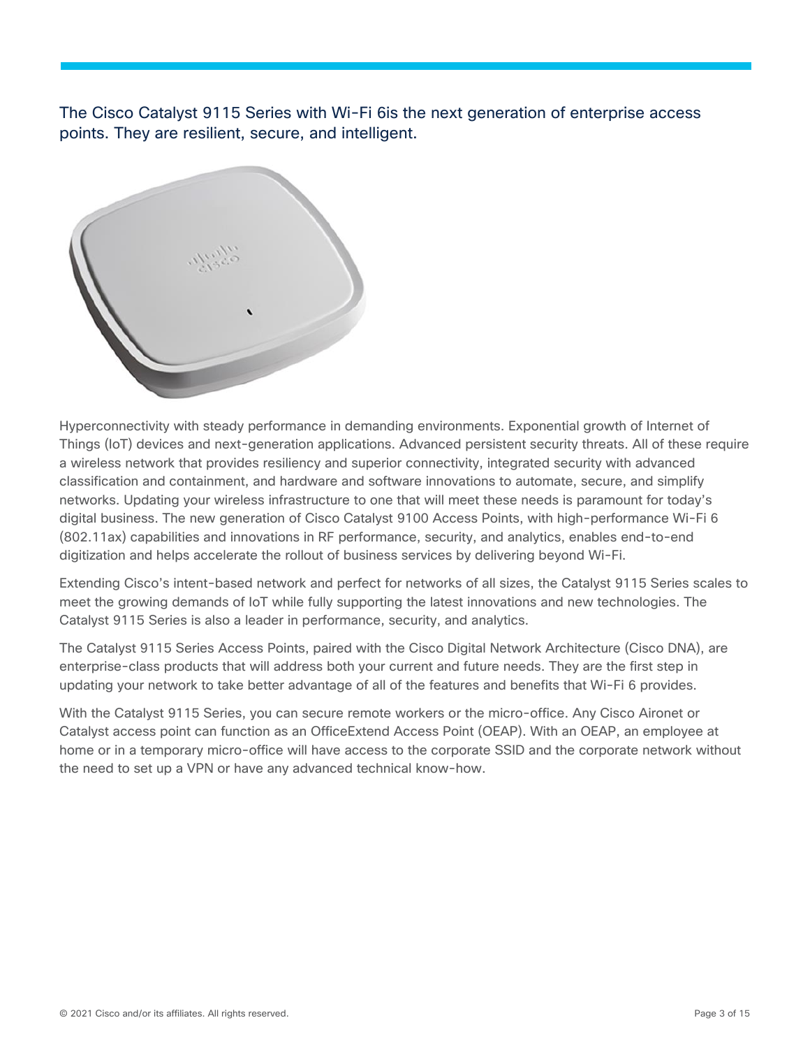The Cisco Catalyst 9115 Series with Wi-Fi 6is the next generation of enterprise access points. They are resilient, secure, and intelligent.

Hyperconnectivity with steady performance in demanding environments. Exponential growth of Internet of Things (IoT) devices and next-generation applications. Advanced persistent security threats. All of these require a wireless network that provides resiliency and superior connectivity, integrated security with advanced classification and containment, and hardware and software innovations to automate, secure, and simplify networks. Updating your wireless infrastructure to one that will meet these needs is paramount for today's digital business. The new generation of Cisco Catalyst 9100 Access Points, with high-performance Wi-Fi 6 (802.11ax) capabilities and innovations in RF performance, security, and analytics, enables end-to-end digitization and helps accelerate the rollout of business services by delivering beyond Wi-Fi.

Extending Cisco's intent-based network and perfect for networks of all sizes, the Catalyst 9115 Series scales to meet the growing demands of IoT while fully supporting the latest innovations and new technologies. The Catalyst 9115 Series is also a leader in performance, security, and analytics.

The Catalyst 9115 Series Access Points, paired with the Cisco Digital Network Architecture (Cisco DNA), are enterprise-class products that will address both your current and future needs. They are the first step in updating your network to take better advantage of all of the features and benefits that Wi-Fi 6 provides.

With the Catalyst 9115 Series, you can secure remote workers or the micro-office. Any Cisco Aironet or Catalyst access point can function as an OfficeExtend Access Point (OEAP). With an OEAP, an employee at home or in a temporary micro-office will have access to the corporate SSID and the corporate network without the need to set up a VPN or have any advanced technical know-how.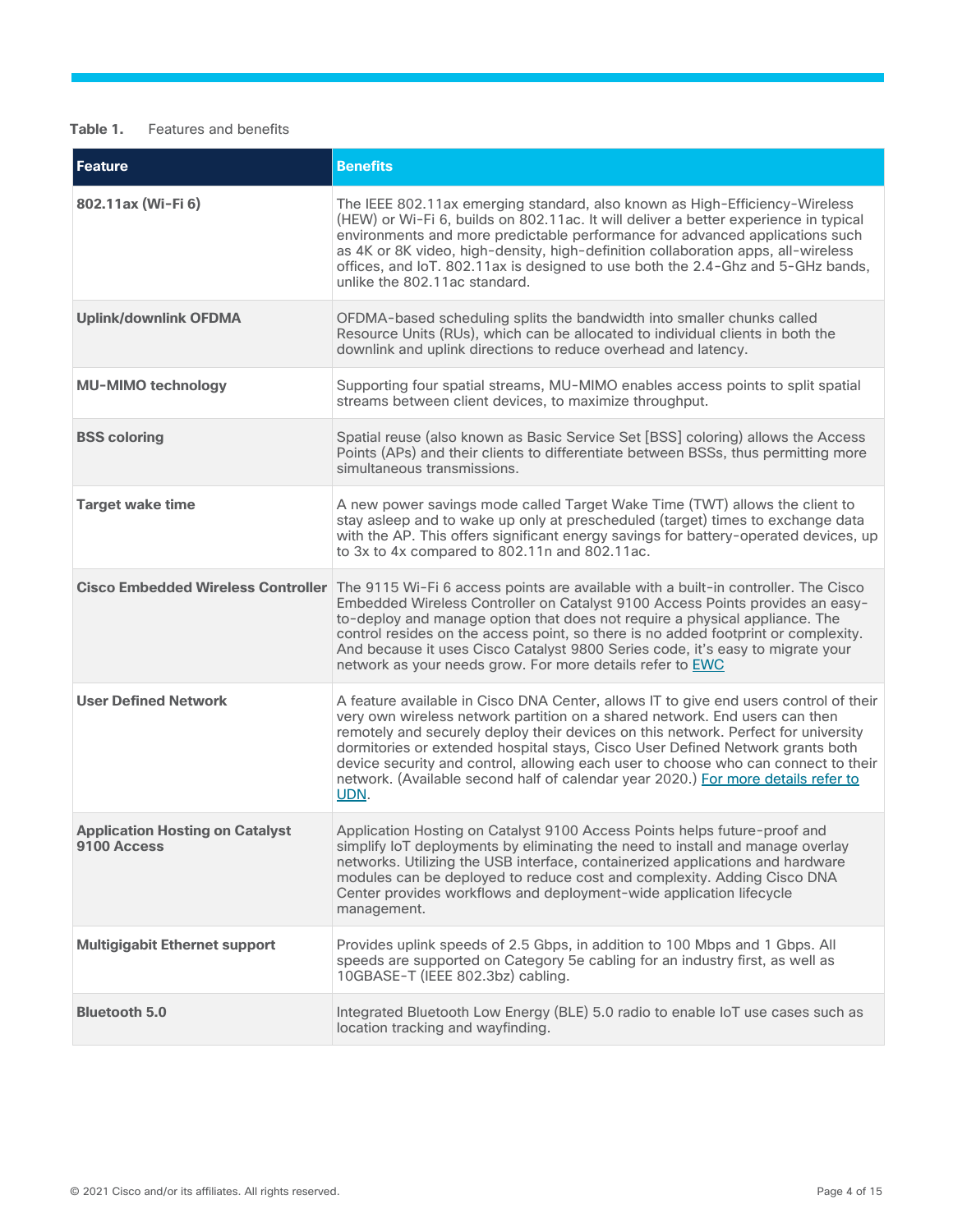**Table 1.** Features and benefits

| Feature | Benefits |
| --- | --- |
| **802.11ax (Wi-Fi 6)** | The IEEE 802.11ax emerging standard, also known as High-Efficiency-Wireless (HEW) or Wi-Fi 6, builds on 802.11ac. It will deliver a better experience in typical environments and more predictable performance for advanced applications such as 4K or 8K video, high-density, high-definition collaboration apps, all-wireless offices, and IoT. 802.11ax is designed to use both the 2.4-Ghz and 5-GHz bands, unlike the 802.11ac standard. |
| **Uplink/downlink OFDMA** | OFDMA-based scheduling splits the bandwidth into smaller chunks called Resource Units (RUs), which can be allocated to individual clients in both the downlink and uplink directions to reduce overhead and latency. |
| **MU-MIMO technology** | Supporting four spatial streams, MU-MIMO enables access points to split spatial streams between client devices, to maximize throughput. |
| **BSS coloring** | Spatial reuse (also known as Basic Service Set [BSS] coloring) allows the Access Points (APs) and their clients to differentiate between BSSs, thus permitting more simultaneous transmissions. |
| **Target wake time** | A new power savings mode called Target Wake Time (TWT) allows the client to stay asleep and to wake up only at prescheduled (target) times to exchange data with the AP. This offers significant energy savings for battery-operated devices, up to 3x to 4x compared to 802.11n and 802.11ac. |
| **Cisco Embedded Wireless Controller** | The 9115 Wi-Fi 6 access points are available with a built-in controller. The Cisco Embedded Wireless Controller on Catalyst 9100 Access Points provides an easy-to-deploy and manage option that does not require a physical appliance. The control resides on the access point, so there is no added footprint or complexity. And because it uses Cisco Catalyst 9800 Series code, it's easy to migrate your network as your needs grow. For more details refer to EWC |
| **User Defined Network** | A feature available in Cisco DNA Center, allows IT to give end users control of their very own wireless network partition on a shared network. End users can then remotely and securely deploy their devices on this network. Perfect for university dormitories or extended hospital stays, Cisco User Defined Network grants both device security and control, allowing each user to choose who can connect to their network. (Available second half of calendar year 2020.) For more details refer to UDN. |
| **Application Hosting on Catalyst 9100 Access** | Application Hosting on Catalyst 9100 Access Points helps future-proof and simplify IoT deployments by eliminating the need to install and manage overlay networks. Utilizing the USB interface, containerized applications and hardware modules can be deployed to reduce cost and complexity. Adding Cisco DNA Center provides workflows and deployment-wide application lifecycle management. |
| **Multigigabit Ethernet support** | Provides uplink speeds of 2.5 Gbps, in addition to 100 Mbps and 1 Gbps. All speeds are supported on Category 5e cabling for an industry first, as well as 10GBASE-T (IEEE 802.3bz) cabling. |
| **Bluetooth 5.0** | Integrated Bluetooth Low Energy (BLE) 5.0 radio to enable IoT use cases such as location tracking and wayfinding. |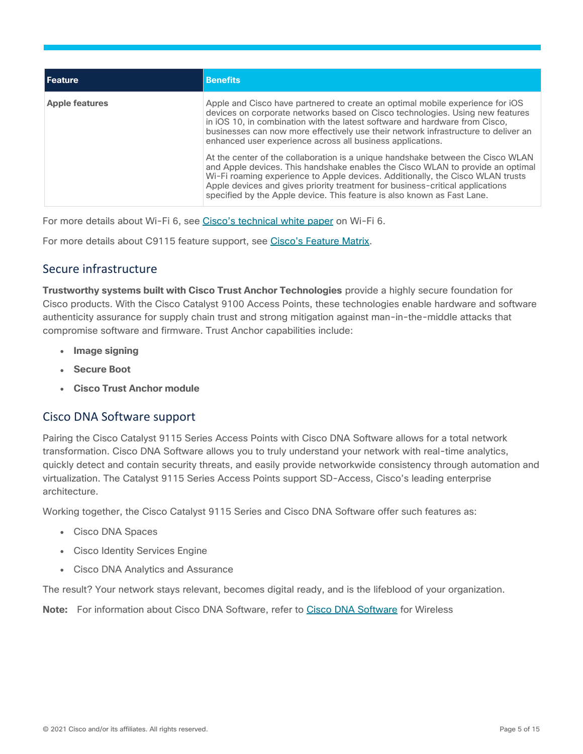| Feature | Benefits |
| --- | --- |
| **Apple features** | Apple and Cisco have partnered to create an optimal mobile experience for iOS devices on corporate networks based on Cisco technologies. Using new features in iOS 10, in combination with the latest software and hardware from Cisco, businesses can now more effectively use their network infrastructure to deliver an enhanced user experience across all business applications.<br><br>At the center of the collaboration is a unique handshake between the Cisco WLAN and Apple devices. This handshake enables the Cisco WLAN to provide an optimal Wi-Fi roaming experience to Apple devices. Additionally, the Cisco WLAN trusts Apple devices and gives priority treatment for business-critical applications specified by the Apple device. This feature is also known as Fast Lane. |

For more details about Wi-Fi 6, see Cisco's technical white paper on Wi-Fi 6.

For more details about C9115 feature support, see Cisco's Feature Matrix.

## Secure infrastructure

**Trustworthy systems built with Cisco Trust Anchor Technologies** provide a highly secure foundation for Cisco products. With the Cisco Catalyst 9100 Access Points, these technologies enable hardware and software authenticity assurance for supply chain trust and strong mitigation against man-in-the-middle attacks that compromise software and firmware. Trust Anchor capabilities include:

- **Image signing**
- **Secure Boot**
- **Cisco Trust Anchor module**

## Cisco DNA Software support

Pairing the Cisco Catalyst 9115 Series Access Points with Cisco DNA Software allows for a total network transformation. Cisco DNA Software allows you to truly understand your network with real-time analytics, quickly detect and contain security threats, and easily provide networkwide consistency through automation and virtualization. The Catalyst 9115 Series Access Points support SD-Access, Cisco's leading enterprise architecture.

Working together, the Cisco Catalyst 9115 Series and Cisco DNA Software offer such features as:

- Cisco DNA Spaces
- Cisco Identity Services Engine
- Cisco DNA Analytics and Assurance

The result? Your network stays relevant, becomes digital ready, and is the lifeblood of your organization.

**Note:** For information about Cisco DNA Software, refer to Cisco DNA Software for Wireless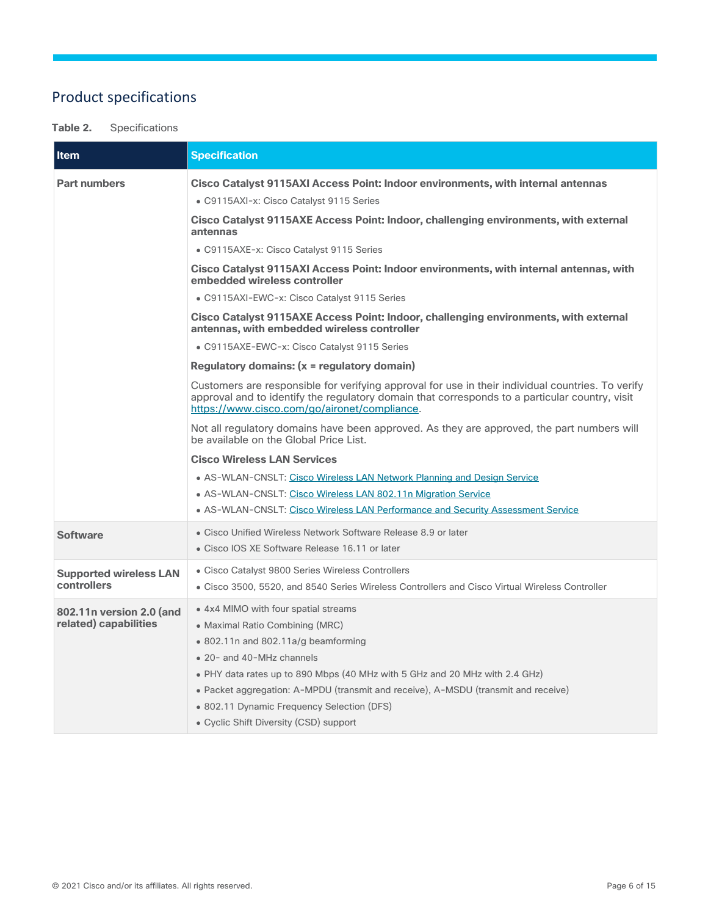## Product specifications

**Table 2.** Specifications

| Item | Specification |
|---|---|
| **Part numbers** | **Cisco Catalyst 9115AXI Access Point: Indoor environments, with internal antennas**<br>• C9115AXI-x: Cisco Catalyst 9115 Series<br>**Cisco Catalyst 9115AXE Access Point: Indoor, challenging environments, with external antennas**<br>• C9115AXE-x: Cisco Catalyst 9115 Series<br>**Cisco Catalyst 9115AXI Access Point: Indoor environments, with internal antennas, with embedded wireless controller**<br>• C9115AXI-EWC-x: Cisco Catalyst 9115 Series<br>**Cisco Catalyst 9115AXE Access Point: Indoor, challenging environments, with external antennas, with embedded wireless controller**<br>• C9115AXE-EWC-x: Cisco Catalyst 9115 Series<br>**Regulatory domains: (x = regulatory domain)**<br>Customers are responsible for verifying approval for use in their individual countries. To verify approval and to identify the regulatory domain that corresponds to a particular country, visit https://www.cisco.com/go/aironet/compliance.<br>Not all regulatory domains have been approved. As they are approved, the part numbers will be available on the Global Price List.<br>**Cisco Wireless LAN Services**<br>• AS-WLAN-CNSLT: Cisco Wireless LAN Network Planning and Design Service<br>• AS-WLAN-CNSLT: Cisco Wireless LAN 802.11n Migration Service<br>• AS-WLAN-CNSLT: Cisco Wireless LAN Performance and Security Assessment Service |
| **Software** | • Cisco Unified Wireless Network Software Release 8.9 or later<br>• Cisco IOS XE Software Release 16.11 or later |
| **Supported wireless LAN controllers** | • Cisco Catalyst 9800 Series Wireless Controllers<br>• Cisco 3500, 5520, and 8540 Series Wireless Controllers and Cisco Virtual Wireless Controller |
| **802.11n version 2.0 (and related) capabilities** | • 4x4 MIMO with four spatial streams<br>• Maximal Ratio Combining (MRC)<br>• 802.11n and 802.11a/g beamforming<br>• 20- and 40-MHz channels<br>• PHY data rates up to 890 Mbps (40 MHz with 5 GHz and 20 MHz with 2.4 GHz)<br>• Packet aggregation: A-MPDU (transmit and receive), A-MSDU (transmit and receive)<br>• 802.11 Dynamic Frequency Selection (DFS)<br>• Cyclic Shift Diversity (CSD) support |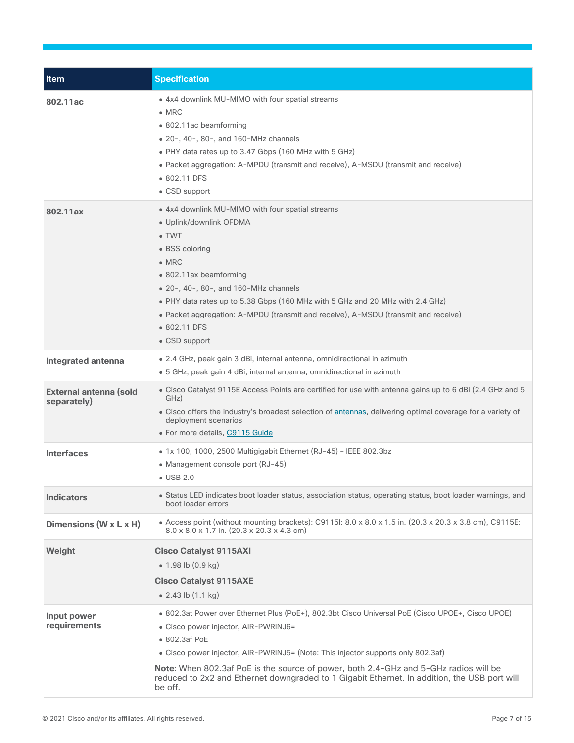| Item | Specification |
| --- | --- |
| **802.11ac** | • 4x4 downlink MU-MIMO with four spatial streams<br>• MRC<br>• 802.11ac beamforming<br>• 20-, 40-, 80-, and 160-MHz channels<br>• PHY data rates up to 3.47 Gbps (160 MHz with 5 GHz)<br>• Packet aggregation: A-MPDU (transmit and receive), A-MSDU (transmit and receive)<br>• 802.11 DFS<br>• CSD support |
| **802.11ax** | • 4x4 downlink MU-MIMO with four spatial streams<br>• Uplink/downlink OFDMA<br>• TWT<br>• BSS coloring<br>• MRC<br>• 802.11ax beamforming<br>• 20-, 40-, 80-, and 160-MHz channels<br>• PHY data rates up to 5.38 Gbps (160 MHz with 5 GHz and 20 MHz with 2.4 GHz)<br>• Packet aggregation: A-MPDU (transmit and receive), A-MSDU (transmit and receive)<br>• 802.11 DFS<br>• CSD support |
| **Integrated antenna** | • 2.4 GHz, peak gain 3 dBi, internal antenna, omnidirectional in azimuth<br>• 5 GHz, peak gain 4 dBi, internal antenna, omnidirectional in azimuth |
| **External antenna (sold separately)** | • Cisco Catalyst 9115E Access Points are certified for use with antenna gains up to 6 dBi (2.4 GHz and 5 GHz)<br>• Cisco offers the industry's broadest selection of antennas, delivering optimal coverage for a variety of deployment scenarios<br>• For more details, C9115 Guide |
| **Interfaces** | • 1x 100, 1000, 2500 Multigigabit Ethernet (RJ-45) – IEEE 802.3bz<br>• Management console port (RJ-45)<br>• USB 2.0 |
| **Indicators** | • Status LED indicates boot loader status, association status, operating status, boot loader warnings, and boot loader errors |
| **Dimensions (W x L x H)** | • Access point (without mounting brackets): C9115I: 8.0 x 8.0 x 1.5 in. (20.3 x 20.3 x 3.8 cm), C9115E: 8.0 x 8.0 x 1.7 in. (20.3 x 20.3 x 4.3 cm) |
| **Weight** | **Cisco Catalyst 9115AXI**<br>• 1.98 lb (0.9 kg)<br>**Cisco Catalyst 9115AXE**<br>• 2.43 lb (1.1 kg) |
| **Input power requirements** | • 802.3at Power over Ethernet Plus (PoE+), 802.3bt Cisco Universal PoE (Cisco UPOE+, Cisco UPOE)<br>• Cisco power injector, AIR-PWRINJ6=<br>• 802.3af PoE<br>• Cisco power injector, AIR-PWRINJ5= (Note: This injector supports only 802.3af)<br>**Note:** When 802.3af PoE is the source of power, both 2.4-GHz and 5-GHz radios will be reduced to 2x2 and Ethernet downgraded to 1 Gigabit Ethernet. In addition, the USB port will be off. |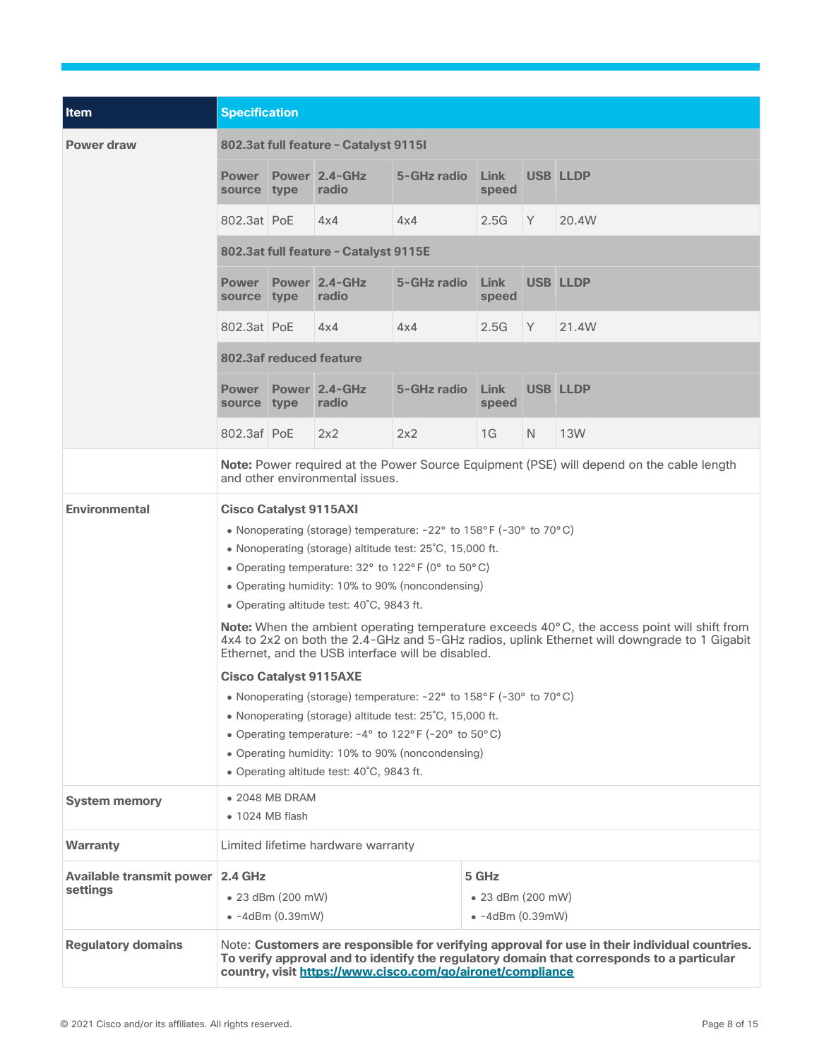| Item | Specification | | | | | | |
|---|---|---|---|---|---|---|---|
| Power draw | **802.3at full feature - Catalyst 9115I** | | | | | | |
| | **Power source** | **Power type** | **2.4-GHz radio** | **5-GHz radio** | **Link speed** | **USB** | **LLDP** |
| | 802.3at | PoE | 4x4 | 4x4 | 2.5G | Y | 20.4W |
| | **802.3at full feature - Catalyst 9115E** | | | | | | |
| | **Power source** | **Power type** | **2.4-GHz radio** | **5-GHz radio** | **Link speed** | **USB** | **LLDP** |
| | 802.3at | PoE | 4x4 | 4x4 | 2.5G | Y | 21.4W |
| | **802.3af reduced feature** | | | | | | |
| | **Power source** | **Power type** | **2.4-GHz radio** | **5-GHz radio** | **Link speed** | **USB** | **LLDP** |
| | 802.3af | PoE | 2x2 | 2x2 | 1G | N | 13W |
| | **Note:** Power required at the Power Source Equipment (PSE) will depend on the cable length and other environmental issues. | | | | | | |

| Item | Specification |
|---|---|
| Environmental | **Cisco Catalyst 9115AXI**<br>• Nonoperating (storage) temperature: -22° to 158°F (-30° to 70°C)<br>• Nonoperating (storage) altitude test: 25˚C, 15,000 ft.<br>• Operating temperature: 32° to 122°F (0° to 50°C)<br>• Operating humidity: 10% to 90% (noncondensing)<br>• Operating altitude test: 40˚C, 9843 ft.<br>**Note:** When the ambient operating temperature exceeds 40°C, the access point will shift from 4x4 to 2x2 on both the 2.4-GHz and 5-GHz radios, uplink Ethernet will downgrade to 1 Gigabit Ethernet, and the USB interface will be disabled.<br>**Cisco Catalyst 9115AXE**<br>• Nonoperating (storage) temperature: -22° to 158°F (-30° to 70°C)<br>• Nonoperating (storage) altitude test: 25˚C, 15,000 ft.<br>• Operating temperature: -4° to 122°F (-20° to 50°C)<br>• Operating humidity: 10% to 90% (noncondensing)<br>• Operating altitude test: 40˚C, 9843 ft. |
| System memory | • 2048 MB DRAM<br>• 1024 MB flash |
| Warranty | Limited lifetime hardware warranty |
| Available transmit power settings | **2.4 GHz**<br>• 23 dBm (200 mW)<br>• -4dBm (0.39mW)<br>**5 GHz**<br>• 23 dBm (200 mW)<br>• -4dBm (0.39mW) |
| Regulatory domains | Note: **Customers are responsible for verifying approval for use in their individual countries. To verify approval and to identify the regulatory domain that corresponds to a particular country, visit https://www.cisco.com/go/aironet/compliance** |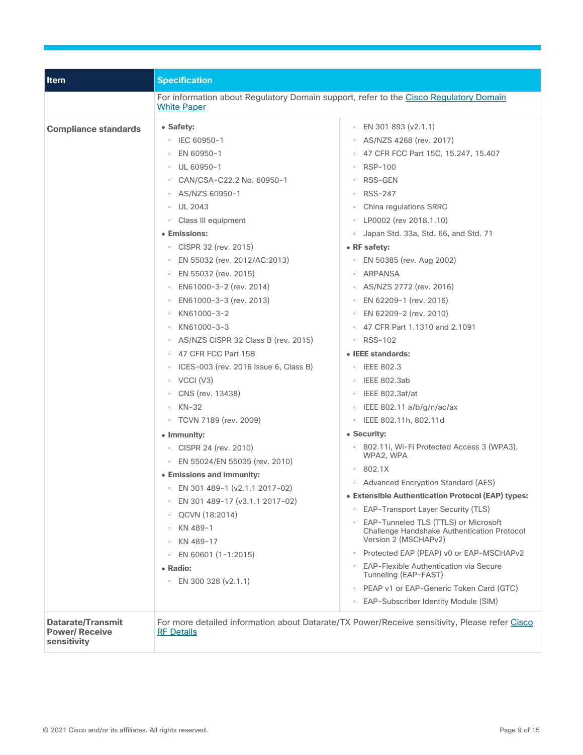| Item | Specification |
|---|---|
| | For information about Regulatory Domain support, refer to the [Cisco Regulatory Domain White Paper](#) |
| **Compliance standards** | • **Safety:**<br>◦ IEC 60950-1<br>◦ EN 60950-1<br>◦ UL 60950-1<br>◦ CAN/CSA-C22.2 No. 60950-1<br>◦ AS/NZS 60950-1<br>◦ UL 2043<br>◦ Class III equipment<br>• **Emissions:**<br>◦ CISPR 32 (rev. 2015)<br>◦ EN 55032 (rev. 2012/AC:2013)<br>◦ EN 55032 (rev. 2015)<br>◦ EN61000-3-2 (rev. 2014)<br>◦ EN61000-3-3 (rev. 2013)<br>◦ KN61000-3-2<br>◦ KN61000-3-3<br>◦ AS/NZS CISPR 32 Class B (rev. 2015)<br>◦ 47 CFR FCC Part 15B<br>◦ ICES-003 (rev. 2016 Issue 6, Class B)<br>◦ VCCI (V3)<br>◦ CNS (rev. 13438)<br>◦ KN-32<br>◦ TCVN 7189 (rev. 2009)<br>• **Immunity:**<br>◦ CISPR 24 (rev. 2010)<br>◦ EN 55024/EN 55035 (rev. 2010)<br>• **Emissions and immunity:**<br>◦ EN 301 489-1 (v2.1.1 2017-02)<br>◦ EN 301 489-17 (v3.1.1 2017-02)<br>◦ QCVN (18:2014)<br>◦ KN 489-1<br>◦ KN 489-17<br>◦ EN 60601 (1-1:2015)<br>• **Radio:**<br>◦ EN 300 328 (v2.1.1)<br>◦ EN 301 893 (v2.1.1)<br>◦ AS/NZS 4268 (rev. 2017)<br>◦ 47 CFR FCC Part 15C, 15.247, 15.407<br>◦ RSP-100<br>◦ RSS-GEN<br>◦ RSS-247<br>◦ China regulations SRRC<br>◦ LP0002 (rev 2018.1.10)<br>◦ Japan Std. 33a, Std. 66, and Std. 71<br>• **RF safety:**<br>◦ EN 50385 (rev. Aug 2002)<br>◦ ARPANSA<br>◦ AS/NZS 2772 (rev. 2016)<br>◦ EN 62209-1 (rev. 2016)<br>◦ EN 62209-2 (rev. 2010)<br>◦ 47 CFR Part 1.1310 and 2.1091<br>◦ RSS-102<br>• **IEEE standards:**<br>◦ IEEE 802.3<br>◦ IEEE 802.3ab<br>◦ IEEE 802.3af/at<br>◦ IEEE 802.11 a/b/g/n/ac/ax<br>◦ IEEE 802.11h, 802.11d<br>• **Security:**<br>◦ 802.11i, Wi-Fi Protected Access 3 (WPA3), WPA2, WPA<br>◦ 802.1X<br>◦ Advanced Encryption Standard (AES)<br>• **Extensible Authentication Protocol (EAP) types:**<br>◦ EAP-Transport Layer Security (TLS)<br>◦ EAP-Tunneled TLS (TTLS) or Microsoft Challenge Handshake Authentication Protocol Version 2 (MSCHAPv2)<br>◦ Protected EAP (PEAP) v0 or EAP-MSCHAPv2<br>◦ EAP-Flexible Authentication via Secure Tunneling (EAP-FAST)<br>◦ PEAP v1 or EAP-Generic Token Card (GTC)<br>◦ EAP-Subscriber Identity Module (SIM) |
| **Datarate/Transmit Power/ Receive sensitivity** | For more detailed information about Datarate/TX Power/Receive sensitivity, Please refer [Cisco RF Details](#) |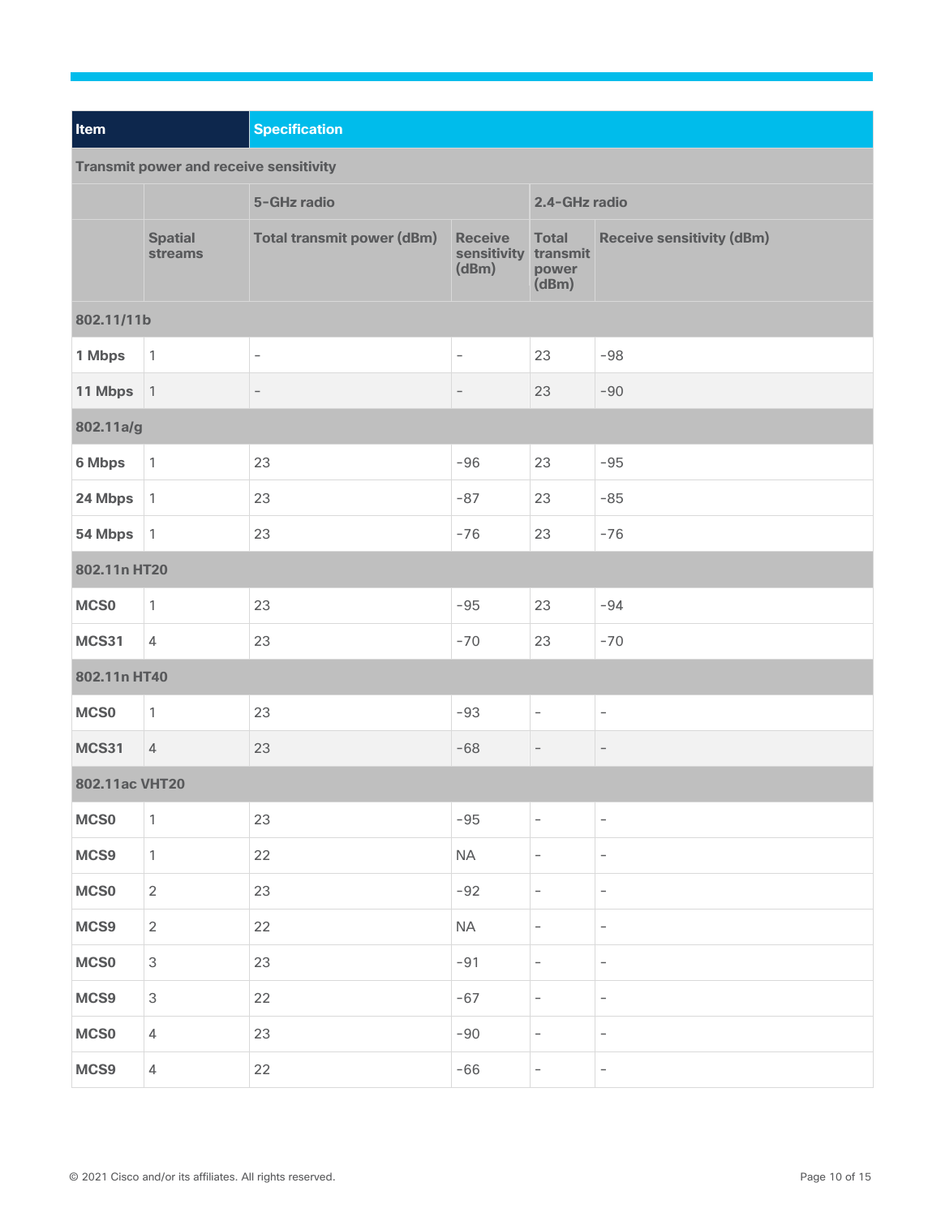| Item | | Specification | | | |
|---|---|---|---|---|---|
| **Transmit power and receive sensitivity** | | | | | |
| | | **5-GHz radio** | | **2.4-GHz radio** | |
| | **Spatial streams** | **Total transmit power (dBm)** | **Receive sensitivity (dBm)** | **Total transmit power (dBm)** | **Receive sensitivity (dBm)** |
| **802.11/11b** | | | | | |
| **1 Mbps** | 1 | – | – | 23 | -98 |
| **11 Mbps** | 1 | – | – | 23 | -90 |
| **802.11a/g** | | | | | |
| **6 Mbps** | 1 | 23 | -96 | 23 | -95 |
| **24 Mbps** | 1 | 23 | -87 | 23 | -85 |
| **54 Mbps** | 1 | 23 | -76 | 23 | -76 |
| **802.11n HT20** | | | | | |
| **MCS0** | 1 | 23 | -95 | 23 | -94 |
| **MCS31** | 4 | 23 | -70 | 23 | -70 |
| **802.11n HT40** | | | | | |
| **MCS0** | 1 | 23 | -93 | – | – |
| **MCS31** | 4 | 23 | -68 | – | – |
| **802.11ac VHT20** | | | | | |
| **MCS0** | 1 | 23 | -95 | – | – |
| **MCS9** | 1 | 22 | NA | – | – |
| **MCS0** | 2 | 23 | -92 | – | – |
| **MCS9** | 2 | 22 | NA | – | – |
| **MCS0** | 3 | 23 | -91 | – | – |
| **MCS9** | 3 | 22 | -67 | – | – |
| **MCS0** | 4 | 23 | -90 | – | – |
| **MCS9** | 4 | 22 | -66 | – | – |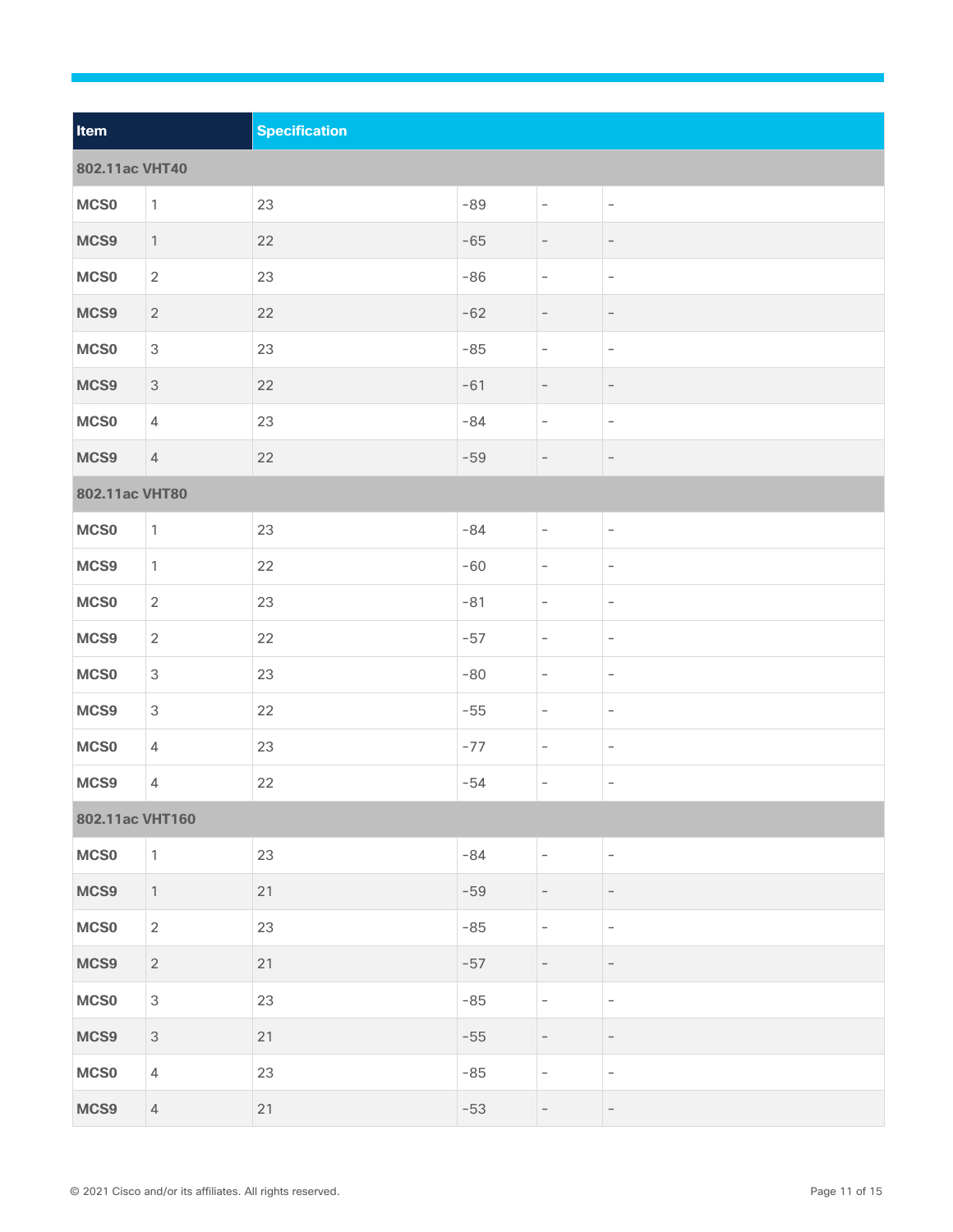| Item | | Specification | | | |
|---|---|---|---|---|---|
| **802.11ac VHT40** | | | | | |
| **MCS0** | 1 | 23 | -89 | - | - |
| **MCS9** | 1 | 22 | -65 | - | - |
| **MCS0** | 2 | 23 | -86 | - | - |
| **MCS9** | 2 | 22 | -62 | - | - |
| **MCS0** | 3 | 23 | -85 | - | - |
| **MCS9** | 3 | 22 | -61 | - | - |
| **MCS0** | 4 | 23 | -84 | - | - |
| **MCS9** | 4 | 22 | -59 | - | - |
| **802.11ac VHT80** | | | | | |
| **MCS0** | 1 | 23 | -84 | - | - |
| **MCS9** | 1 | 22 | -60 | - | - |
| **MCS0** | 2 | 23 | -81 | - | - |
| **MCS9** | 2 | 22 | -57 | - | - |
| **MCS0** | 3 | 23 | -80 | - | - |
| **MCS9** | 3 | 22 | -55 | - | - |
| **MCS0** | 4 | 23 | -77 | - | - |
| **MCS9** | 4 | 22 | -54 | - | - |
| **802.11ac VHT160** | | | | | |
| **MCS0** | 1 | 23 | -84 | - | - |
| **MCS9** | 1 | 21 | -59 | - | - |
| **MCS0** | 2 | 23 | -85 | - | - |
| **MCS9** | 2 | 21 | -57 | - | - |
| **MCS0** | 3 | 23 | -85 | - | - |
| **MCS9** | 3 | 21 | -55 | - | - |
| **MCS0** | 4 | 23 | -85 | - | - |
| **MCS9** | 4 | 21 | -53 | - | - |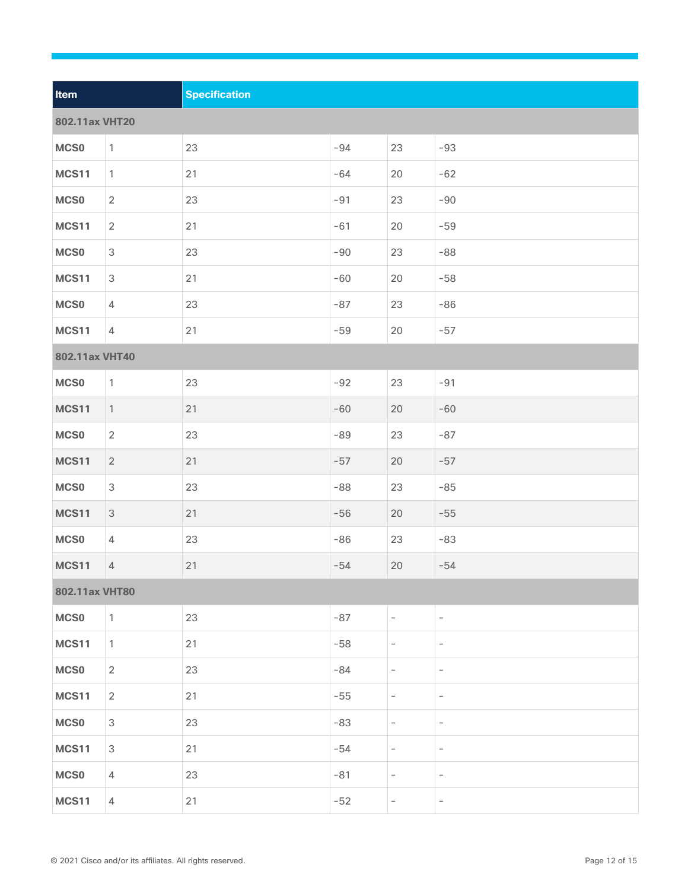| Item | | Specification | | | |
|---|---|---|---|---|---|
| **802.11ax VHT20** | | | | | |
| **MCS0** | 1 | 23 | -94 | 23 | -93 |
| **MCS11** | 1 | 21 | -64 | 20 | -62 |
| **MCS0** | 2 | 23 | -91 | 23 | -90 |
| **MCS11** | 2 | 21 | -61 | 20 | -59 |
| **MCS0** | 3 | 23 | -90 | 23 | -88 |
| **MCS11** | 3 | 21 | -60 | 20 | -58 |
| **MCS0** | 4 | 23 | -87 | 23 | -86 |
| **MCS11** | 4 | 21 | -59 | 20 | -57 |
| **802.11ax VHT40** | | | | | |
| **MCS0** | 1 | 23 | -92 | 23 | -91 |
| **MCS11** | 1 | 21 | -60 | 20 | -60 |
| **MCS0** | 2 | 23 | -89 | 23 | -87 |
| **MCS11** | 2 | 21 | -57 | 20 | -57 |
| **MCS0** | 3 | 23 | -88 | 23 | -85 |
| **MCS11** | 3 | 21 | -56 | 20 | -55 |
| **MCS0** | 4 | 23 | -86 | 23 | -83 |
| **MCS11** | 4 | 21 | -54 | 20 | -54 |
| **802.11ax VHT80** | | | | | |
| **MCS0** | 1 | 23 | -87 | - | - |
| **MCS11** | 1 | 21 | -58 | - | - |
| **MCS0** | 2 | 23 | -84 | - | - |
| **MCS11** | 2 | 21 | -55 | - | - |
| **MCS0** | 3 | 23 | -83 | - | - |
| **MCS11** | 3 | 21 | -54 | - | - |
| **MCS0** | 4 | 23 | -81 | - | - |
| **MCS11** | 4 | 21 | -52 | - | - |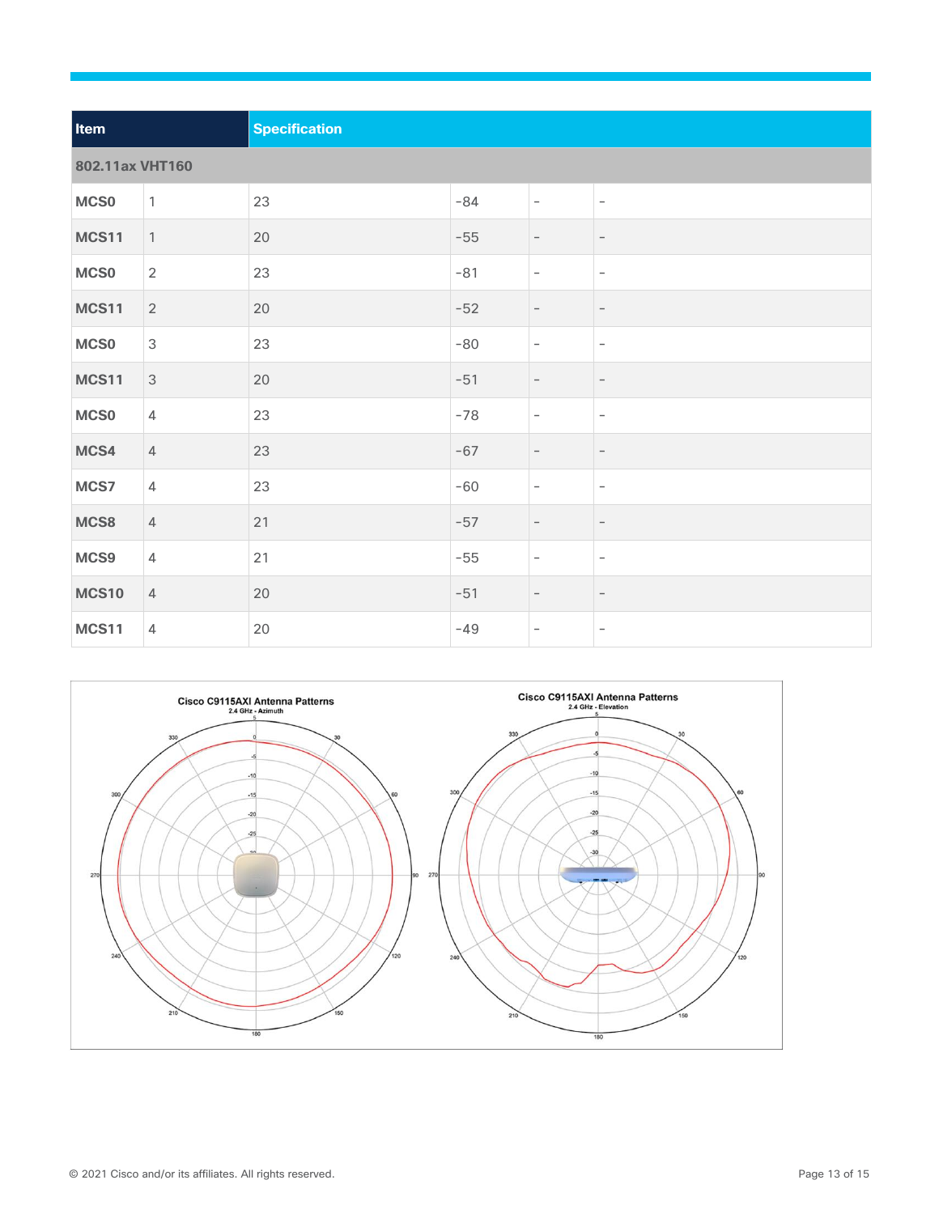| Item | | Specification | | | |
|---|---|---|---|---|---|
| **802.11ax VHT160** | | | | | |
| **MCS0** | 1 | 23 | -84 | – | – |
| **MCS11** | 1 | 20 | -55 | – | – |
| **MCS0** | 2 | 23 | -81 | – | – |
| **MCS11** | 2 | 20 | -52 | – | – |
| **MCS0** | 3 | 23 | -80 | – | – |
| **MCS11** | 3 | 20 | -51 | – | – |
| **MCS0** | 4 | 23 | -78 | – | – |
| **MCS4** | 4 | 23 | -67 | – | – |
| **MCS7** | 4 | 23 | -60 | – | – |
| **MCS8** | 4 | 21 | -57 | – | – |
| **MCS9** | 4 | 21 | -55 | – | – |
| **MCS10** | 4 | 20 | -51 | – | – |
| **MCS11** | 4 | 20 | -49 | – | – |

Cisco C9115AXI Antenna Patterns
2.4 GHz - Azimuth

Cisco C9115AXI Antenna Patterns
2.4 GHz - Elevation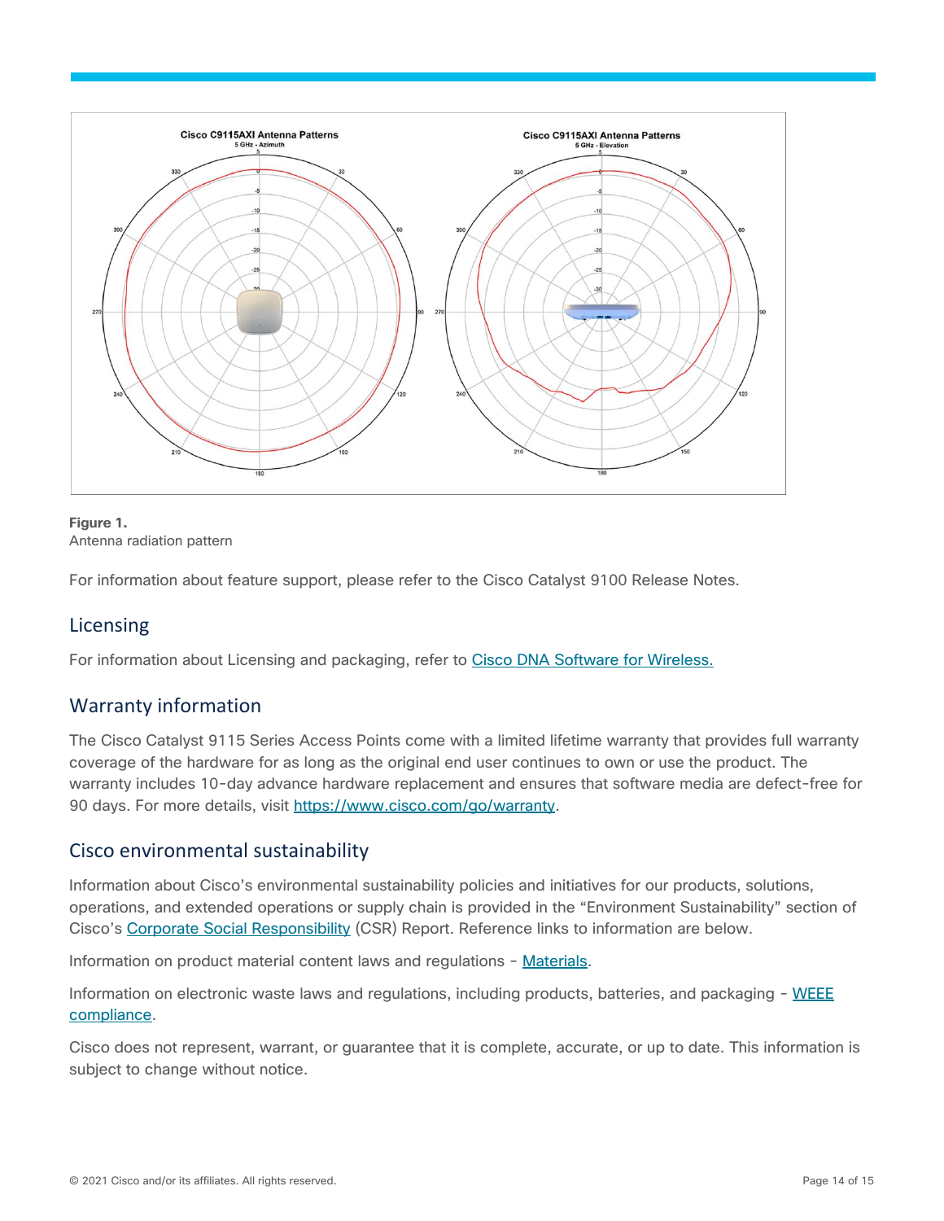**Figure 1.**
Antenna radiation pattern

For information about feature support, please refer to the Cisco Catalyst 9100 Release Notes.

## Licensing

For information about Licensing and packaging, refer to Cisco DNA Software for Wireless.

## Warranty information

The Cisco Catalyst 9115 Series Access Points come with a limited lifetime warranty that provides full warranty coverage of the hardware for as long as the original end user continues to own or use the product. The warranty includes 10-day advance hardware replacement and ensures that software media are defect-free for 90 days. For more details, visit https://www.cisco.com/go/warranty.

## Cisco environmental sustainability

Information about Cisco's environmental sustainability policies and initiatives for our products, solutions, operations, and extended operations or supply chain is provided in the "Environment Sustainability" section of Cisco's Corporate Social Responsibility (CSR) Report. Reference links to information are below.

Information on product material content laws and regulations - Materials.

Information on electronic waste laws and regulations, including products, batteries, and packaging - WEEE compliance.

Cisco does not represent, warrant, or guarantee that it is complete, accurate, or up to date. This information is subject to change without notice.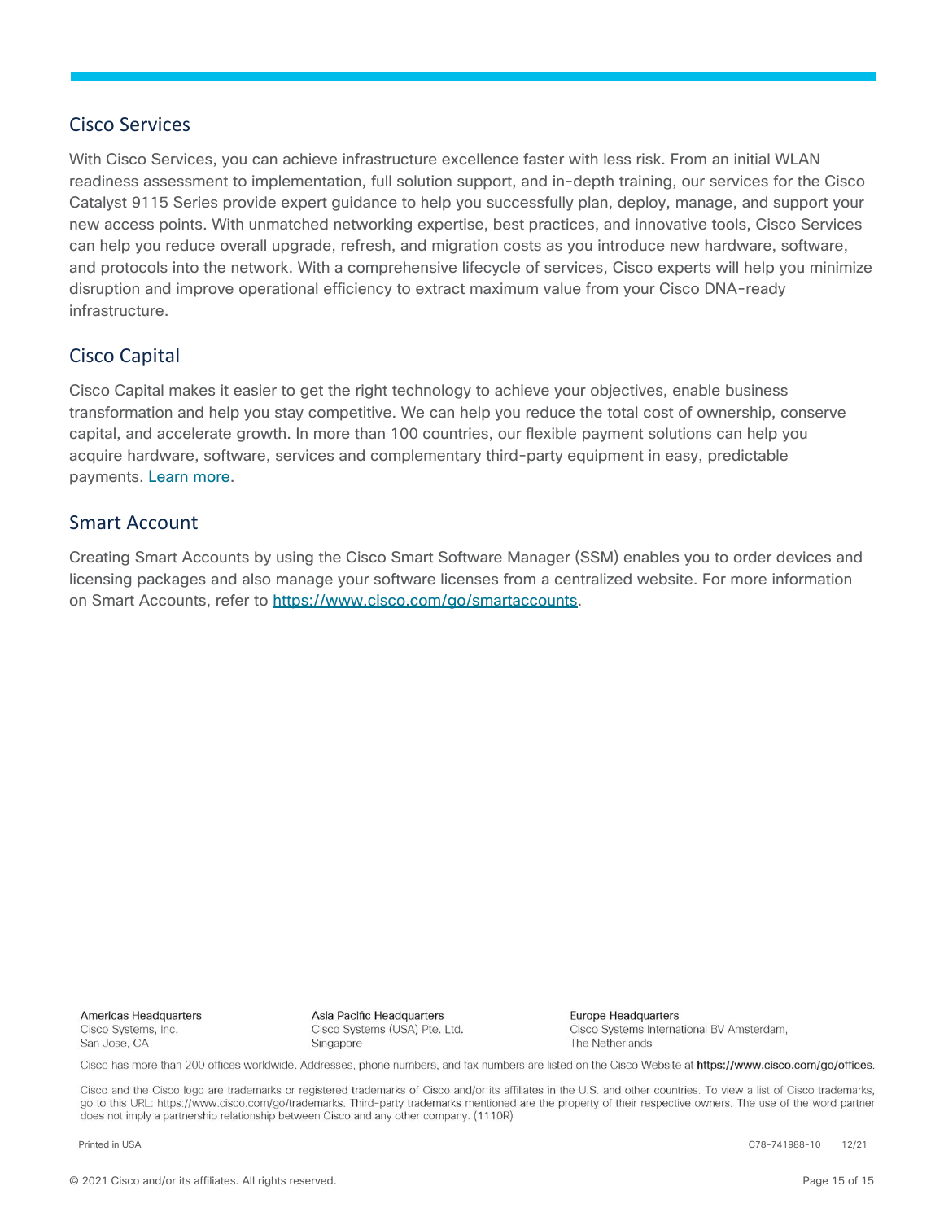## Cisco Services

With Cisco Services, you can achieve infrastructure excellence faster with less risk. From an initial WLAN readiness assessment to implementation, full solution support, and in-depth training, our services for the Cisco Catalyst 9115 Series provide expert guidance to help you successfully plan, deploy, manage, and support your new access points. With unmatched networking expertise, best practices, and innovative tools, Cisco Services can help you reduce overall upgrade, refresh, and migration costs as you introduce new hardware, software, and protocols into the network. With a comprehensive lifecycle of services, Cisco experts will help you minimize disruption and improve operational efficiency to extract maximum value from your Cisco DNA-ready infrastructure.

## Cisco Capital

Cisco Capital makes it easier to get the right technology to achieve your objectives, enable business transformation and help you stay competitive. We can help you reduce the total cost of ownership, conserve capital, and accelerate growth. In more than 100 countries, our flexible payment solutions can help you acquire hardware, software, services and complementary third-party equipment in easy, predictable payments. Learn more.

## Smart Account

Creating Smart Accounts by using the Cisco Smart Software Manager (SSM) enables you to order devices and licensing packages and also manage your software licenses from a centralized website. For more information on Smart Accounts, refer to https://www.cisco.com/go/smartaccounts.

**Americas Headquarters**
Cisco Systems, Inc.
San Jose, CA

**Asia Pacific Headquarters**
Cisco Systems (USA) Pte. Ltd.
Singapore

**Europe Headquarters**
Cisco Systems International BV Amsterdam,
The Netherlands

Cisco has more than 200 offices worldwide. Addresses, phone numbers, and fax numbers are listed on the Cisco Website at **https://www.cisco.com/go/offices**.

Cisco and the Cisco logo are trademarks or registered trademarks of Cisco and/or its affiliates in the U.S. and other countries. To view a list of Cisco trademarks, go to this URL: https://www.cisco.com/go/trademarks. Third-party trademarks mentioned are the property of their respective owners. The use of the word partner does not imply a partnership relationship between Cisco and any other company. (1110R)

Printed in USA C78-741988-10 12/21